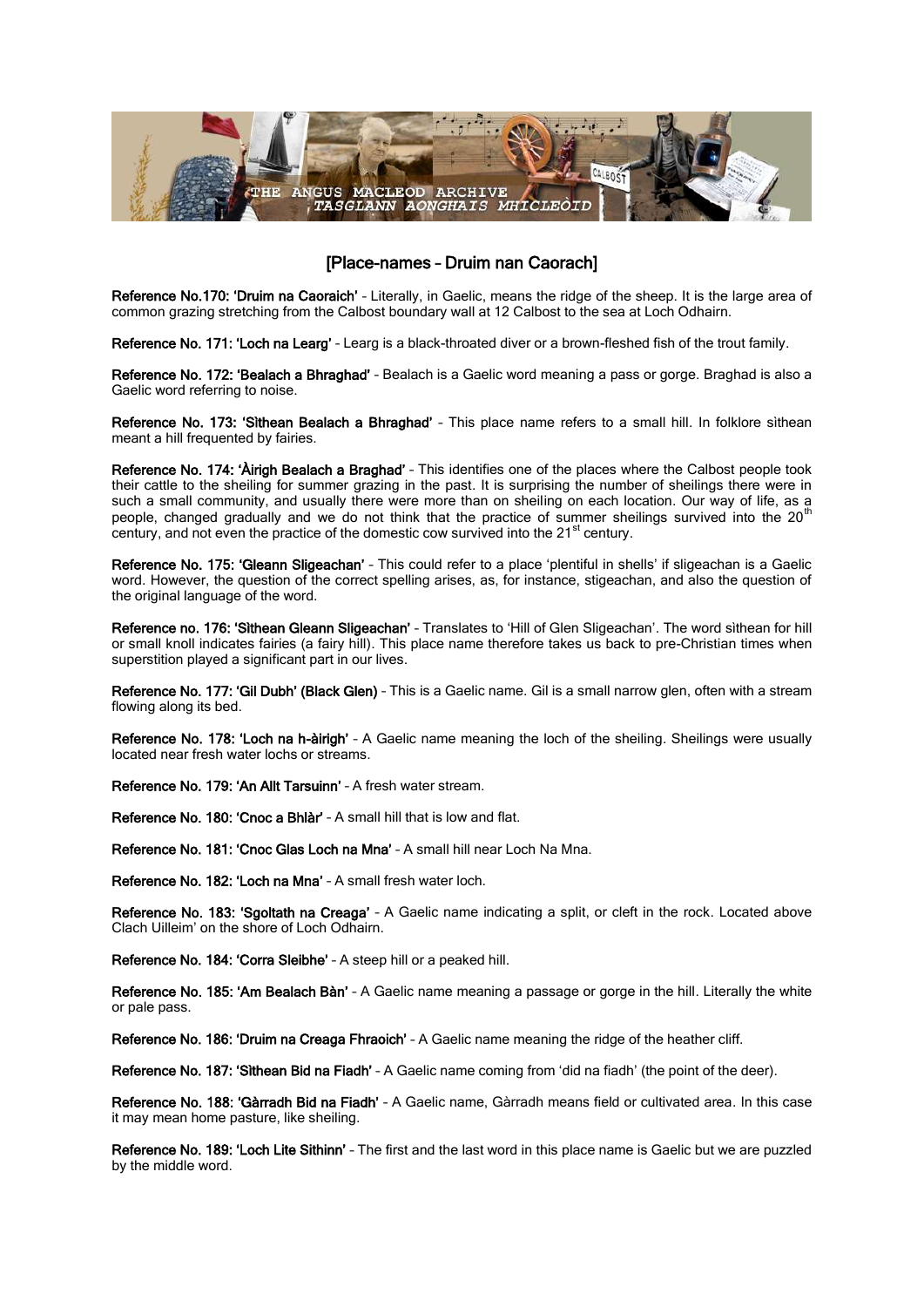## [Place-names – Druim nan Caorach]

**Reference No.170: 'Druim na Caoraich'** – Literally, in Gaelic, means the ridge of the sheep. It is the large area of common grazing stretching from the Calbost boundary wall at 12 Calbost to the sea at Loch Odhairn.

**Reference No. 171: 'Loch na Learg'** – Learg is a black-throated diver or a brown-fleshed fish of the trout family.

**Reference No. 172: 'Bealach a Bhraghad'** – Bealach is a Gaelic word meaning a pass or gorge. Braghad is also a Gaelic word referring to noise.

**Reference No. 173: 'Sìthean Bealach a Bhraghad'** – This place name refers to a small hill. In folklore sìthean meant a hill frequented by fairies.

**Reference No. 174: 'Àirigh Bealach a Braghad'** – This identifies one of the places where the Calbost people took their cattle to the sheiling for summer grazing in the past. It is surprising the number of sheilings there were in such a small community, and usually there were more than on sheiling on each location. Our way of life, as a people, changed gradually and we do not think that the practice of summer sheilings survived into the 20th century, and not even the practice of the domestic cow survived into the 21st century.

**Reference No. 175: 'Gleann Sligeachan'** – This could refer to a place 'plentiful in shells' if sligeachan is a Gaelic word. However, the question of the correct spelling arises, as, for instance, stigeachan, and also the question of the original language of the word.

**Reference no. 176: 'Sìthean Gleann Sligeachan'** – Translates to 'Hill of Glen Sligeachan'. The word sìthean for hill or small knoll indicates fairies (a fairy hill). This place name therefore takes us back to pre-Christian times when superstition played a significant part in our lives.

**Reference No. 177: 'Gil Dubh' (Black Glen)** – This is a Gaelic name. Gil is a small narrow glen, often with a stream flowing along its bed.

**Reference No. 178: 'Loch na h-àirigh'** – A Gaelic name meaning the loch of the sheiling. Sheilings were usually located near fresh water lochs or streams.

**Reference No. 179: 'An Allt Tarsuinn'** – A fresh water stream.

**Reference No. 180: 'Cnoc a Bhlàr'** – A small hill that is low and flat.

**Reference No. 181: 'Cnoc Glas Loch na Mna'** – A small hill near Loch Na Mna.

**Reference No. 182: 'Loch na Mna'** – A small fresh water loch.

**Reference No. 183: 'Sgoltath na Creaga'** – A Gaelic name indicating a split, or cleft in the rock. Located above Clach Uilleim' on the shore of Loch Odhairn.

**Reference No. 184: 'Corra Sleibhe'** – A steep hill or a peaked hill.

**Reference No. 185: 'Am Bealach Bàn'** – A Gaelic name meaning a passage or gorge in the hill. Literally the white or pale pass.

**Reference No. 186: 'Druim na Creaga Fhraoich'** – A Gaelic name meaning the ridge of the heather cliff.

**Reference No. 187: 'Sìthean Bid na Fiadh'** – A Gaelic name coming from 'did na fiadh' (the point of the deer).

**Reference No. 188: 'Gàrradh Bid na Fiadh'** – A Gaelic name, Gàrradh means field or cultivated area. In this case it may mean home pasture, like sheiling.

**Reference No. 189: 'Loch Lite Sithinn'** – The first and the last word in this place name is Gaelic but we are puzzled by the middle word.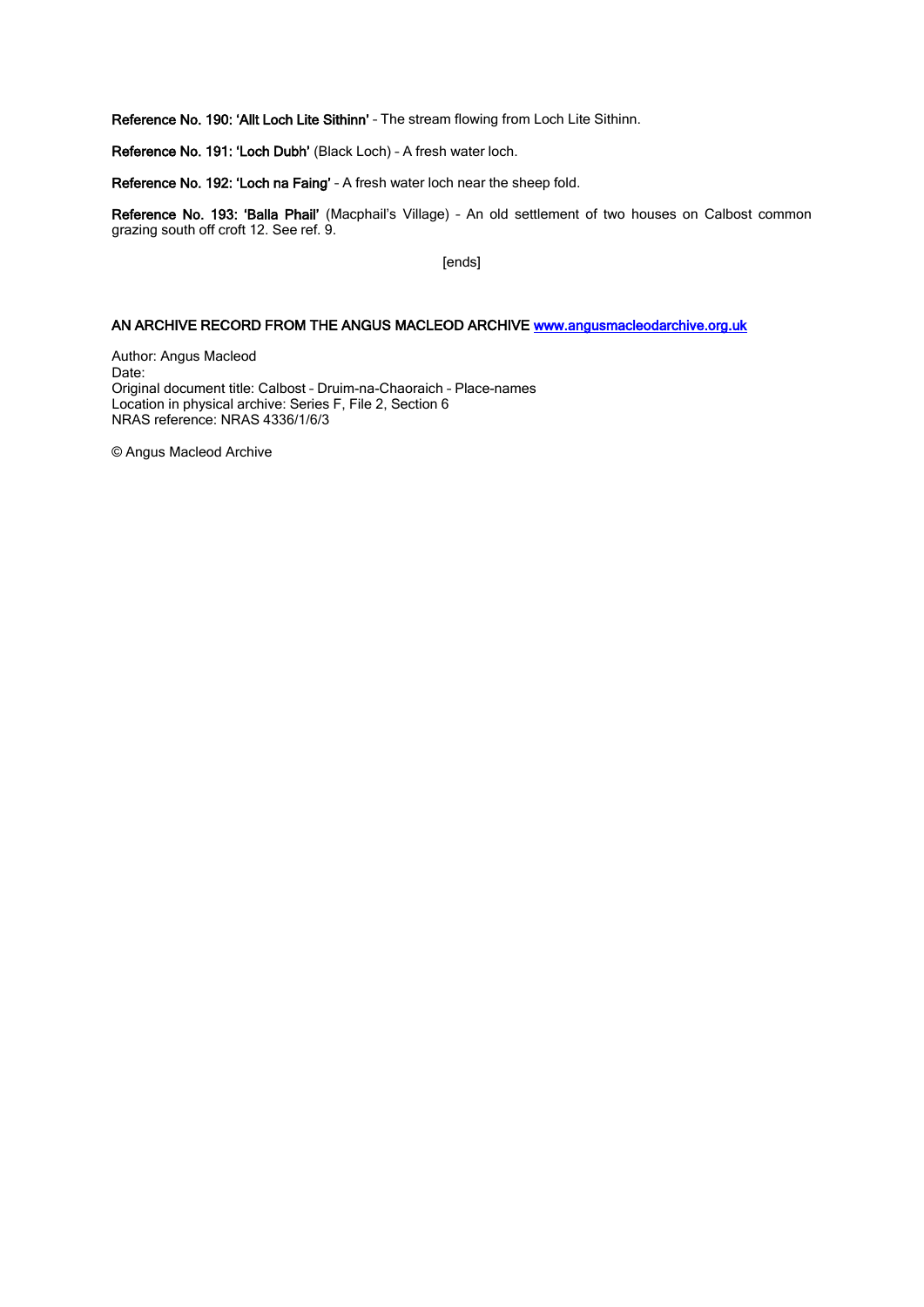**Reference No. 190: 'Allt Loch Lite Sithinn'** – The stream flowing from Loch Lite Sithinn.

**Reference No. 191: 'Loch Dubh'** (Black Loch) – A fresh water loch.

**Reference No. 192: 'Loch na Faing'** – A fresh water loch near the sheep fold.

**Reference No. 193: 'Balla Phail'** (Macphail's Village) – An old settlement of two houses on Calbost common grazing south off croft 12. See ref. 9.

[ends]

**AN ARCHIVE RECORD FROM THE ANGUS MACLEOD ARCHIVE [www.angusmacleodarchive.org.uk](http://www.angusmacleodarchive.org.uk)**

Author: Angus Macleod
Date:
Original document title: Calbost – Druim-na-Chaoraich – Place-names
Location in physical archive: Series F, File 2, Section 6
NRAS reference: NRAS 4336/1/6/3

© Angus Macleod Archive